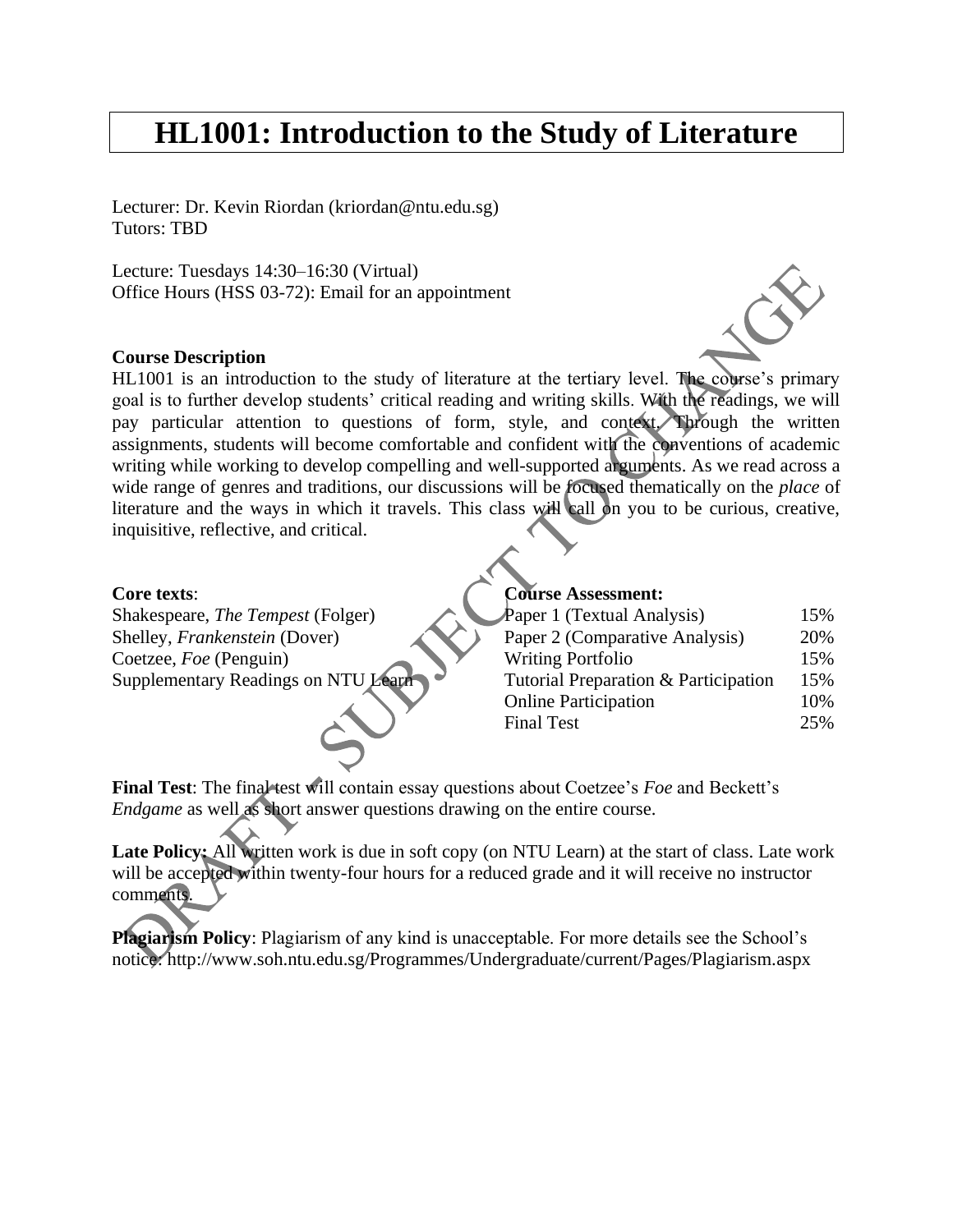# HL1001: Introduction to the Study of Literature

Lecturer: Dr. Kevin Riordan (kriordan@ntu.edu.sg)
Tutors: TBD

Lecture: Tuesdays 14:30–16:30 (Virtual)
Office Hours (HSS 03-72): Email for an appointment

**Course Description**

HL1001 is an introduction to the study of literature at the tertiary level. The course's primary goal is to further develop students' critical reading and writing skills. With the readings, we will pay particular attention to questions of form, style, and context. Through the written assignments, students will become comfortable and confident with the conventions of academic writing while working to develop compelling and well-supported arguments. As we read across a wide range of genres and traditions, our discussions will be focused thematically on the *place* of literature and the ways in which it travels. This class will call on you to be curious, creative, inquisitive, reflective, and critical.

**Core texts**:

Shakespeare, *The Tempest* (Folger)
Shelley, *Frankenstein* (Dover)
Coetzee, *Foe* (Penguin)
Supplementary Readings on NTU Learn

**Course Assessment:**

| | |
|---|---|
| Paper 1 (Textual Analysis) | 15% |
| Paper 2 (Comparative Analysis) | 20% |
| Writing Portfolio | 15% |
| Tutorial Preparation & Participation | 15% |
| Online Participation | 10% |
| Final Test | 25% |

**Final Test**: The final test will contain essay questions about Coetzee's *Foe* and Beckett's *Endgame* as well as short answer questions drawing on the entire course.

**Late Policy:** All written work is due in soft copy (on NTU Learn) at the start of class. Late work will be accepted within twenty-four hours for a reduced grade and it will receive no instructor comments.

**Plagiarism Policy**: Plagiarism of any kind is unacceptable. For more details see the School's notice: http://www.soh.ntu.edu.sg/Programmes/Undergraduate/current/Pages/Plagiarism.aspx

DRAFT - SUBJECT TO CHANGE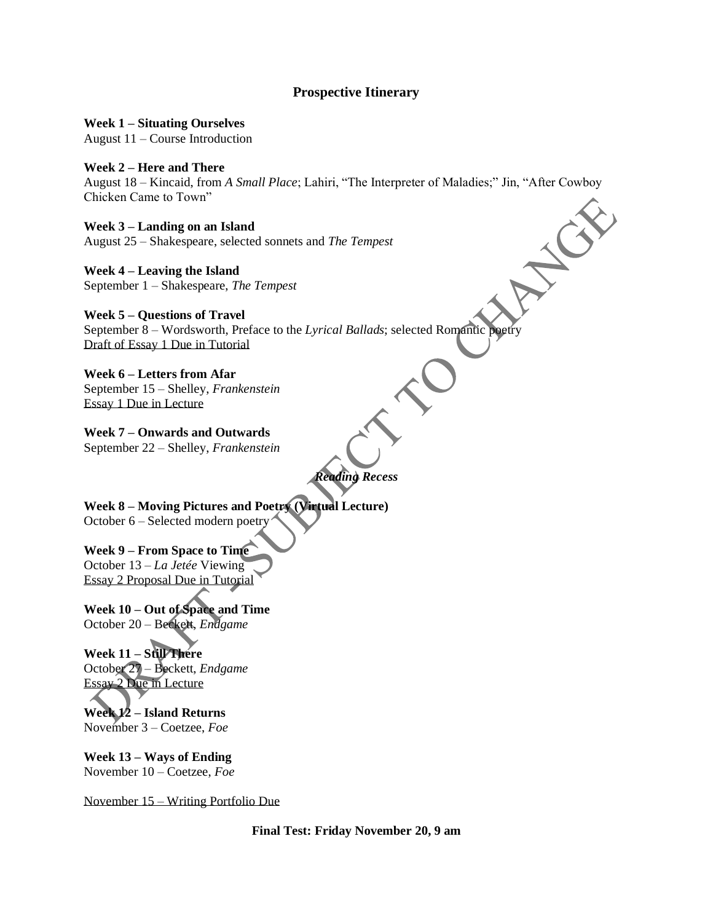## Prospective Itinerary

**Week 1 – Situating Ourselves**
August 11 – Course Introduction

**Week 2 – Here and There**
August 18 – Kincaid, from *A Small Place*; Lahiri, "The Interpreter of Maladies;" Jin, "After Cowboy Chicken Came to Town"

**Week 3 – Landing on an Island**
August 25 – Shakespeare, selected sonnets and *The Tempest*

**Week 4 – Leaving the Island**
September 1 – Shakespeare, *The Tempest*

**Week 5 – Questions of Travel**
September 8 – Wordsworth, Preface to the *Lyrical Ballads*; selected Romantic poetry
<u>Draft of Essay 1 Due in Tutorial</u>

**Week 6 – Letters from Afar**
September 15 – Shelley, *Frankenstein*
<u>Essay 1 Due in Lecture</u>

**Week 7 – Onwards and Outwards**
September 22 – Shelley, *Frankenstein*

***Reading Recess***

**Week 8 – Moving Pictures and Poetry (Virtual Lecture)**
October 6 – Selected modern poetry

**Week 9 – From Space to Time**
October 13 – *La Jetée* Viewing
<u>Essay 2 Proposal Due in Tutorial</u>

**Week 10 – Out of Space and Time**
October 20 – Beckett, *Endgame*

**Week 11 – Still There**
October 27 – Beckett, *Endgame*
<u>Essay 2 Due in Lecture</u>

**Week 12 – Island Returns**
November 3 – Coetzee, *Foe*

**Week 13 – Ways of Ending**
November 10 – Coetzee, *Foe*

<u>November 15 – Writing Portfolio Due</u>

**Final Test: Friday November 20, 9 am**

DRAFT - SUBJECT TO CHANGE